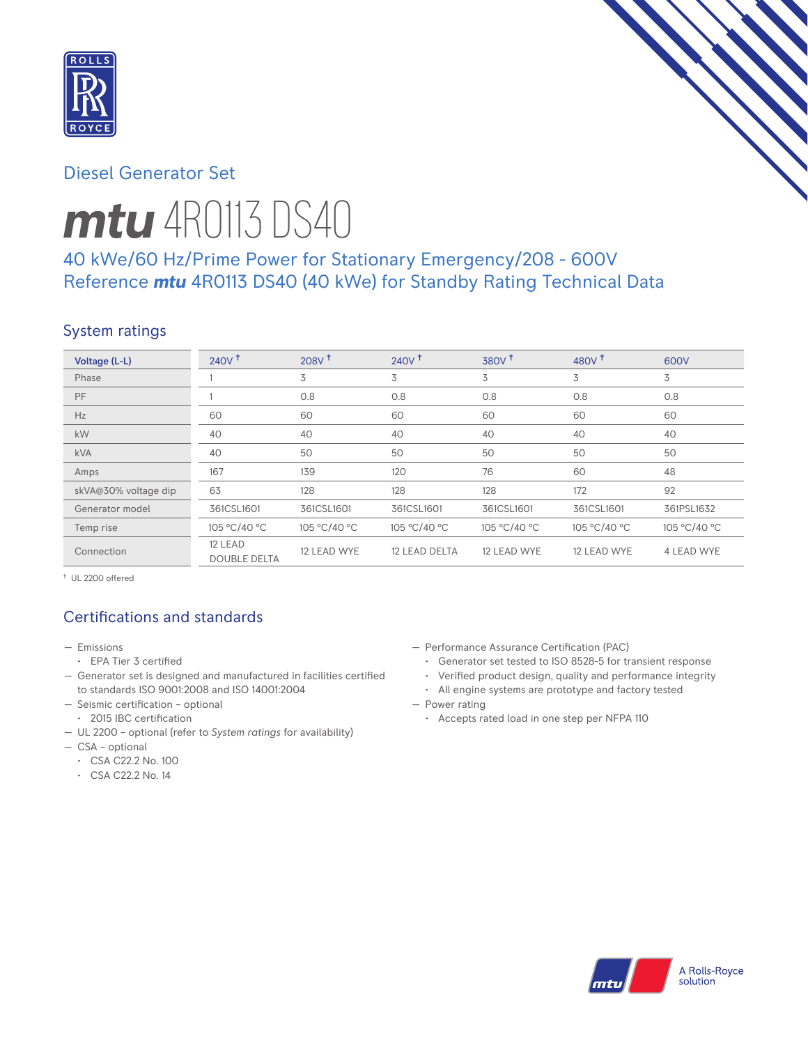## Diesel Generator Set

# *mtu* 4R0113 DS40

### 40 kWe/60 Hz/Prime Power for Stationary Emergency/208 - 600V
### Reference *mtu* 4R0113 DS40 (40 kWe) for Standby Rating Technical Data

## System ratings

| Voltage (L-L) | 240V † | 208V † | 240V † | 380V † | 480V † | 600V |
|---|---|---|---|---|---|---|
| Phase | 1 | 3 | 3 | 3 | 3 | 3 |
| PF | 1 | 0.8 | 0.8 | 0.8 | 0.8 | 0.8 |
| Hz | 60 | 60 | 60 | 60 | 60 | 60 |
| kW | 40 | 40 | 40 | 40 | 40 | 40 |
| kVA | 40 | 50 | 50 | 50 | 50 | 50 |
| Amps | 167 | 139 | 120 | 76 | 60 | 48 |
| skVA@30% voltage dip | 63 | 128 | 128 | 128 | 172 | 92 |
| Generator model | 361CSL1601 | 361CSL1601 | 361CSL1601 | 361CSL1601 | 361CSL1601 | 361PSL1632 |
| Temp rise | 105 °C/40 °C | 105 °C/40 °C | 105 °C/40 °C | 105 °C/40 °C | 105 °C/40 °C | 105 °C/40 °C |
| Connection | 12 LEAD DOUBLE DELTA | 12 LEAD WYE | 12 LEAD DELTA | 12 LEAD WYE | 12 LEAD WYE | 4 LEAD WYE |

† UL 2200 offered

## Certifications and standards

- Emissions
  - EPA Tier 3 certified
- Generator set is designed and manufactured in facilities certified to standards ISO 9001:2008 and ISO 14001:2004
- Seismic certification – optional
  - 2015 IBC certification
- UL 2200 – optional (refer to *System ratings* for availability)
- CSA – optional
  - CSA C22.2 No. 100
  - CSA C22.2 No. 14
- Performance Assurance Certification (PAC)
  - Generator set tested to ISO 8528-5 for transient response
  - Verified product design, quality and performance integrity
  - All engine systems are prototype and factory tested
- Power rating
  - Accepts rated load in one step per NFPA 110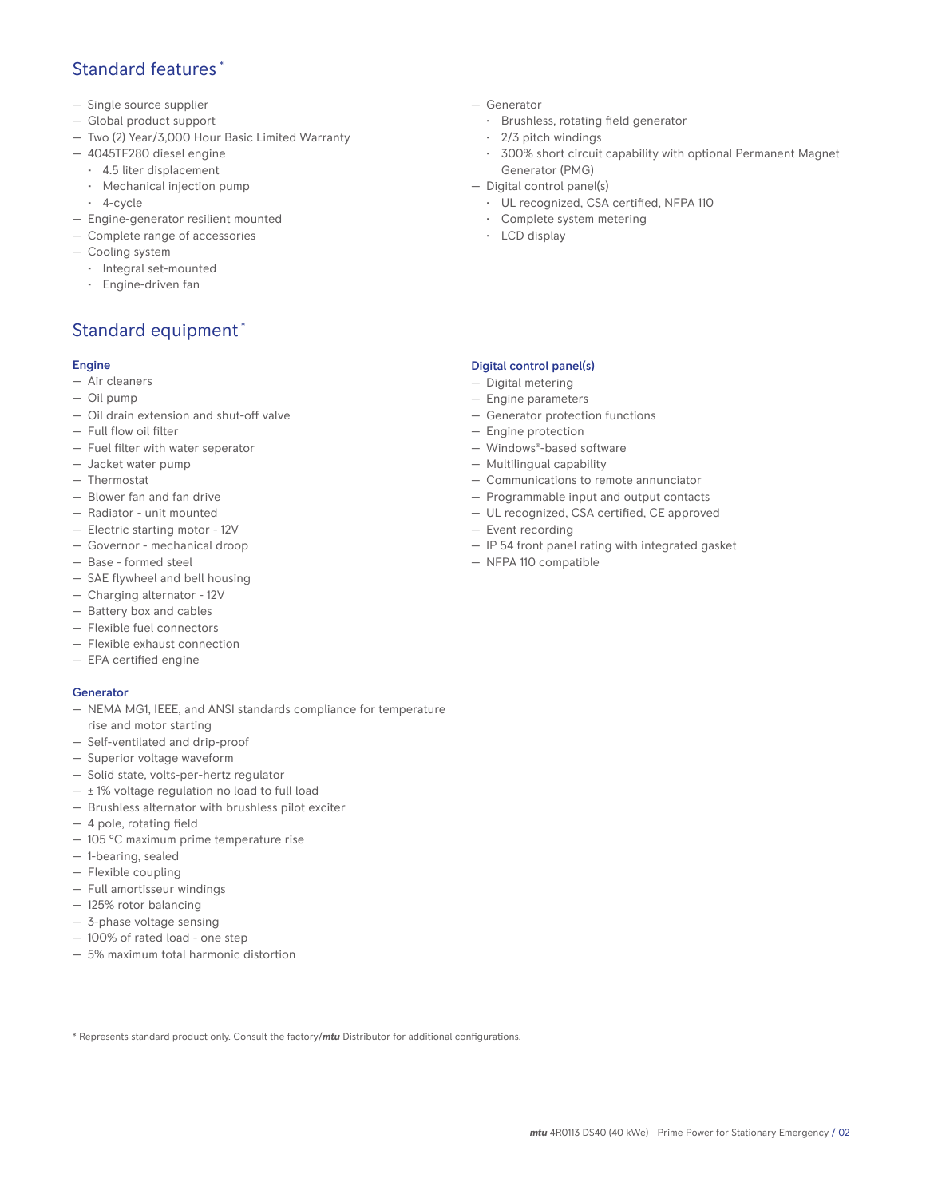## Standard features *

- Single source supplier
- Global product support
- Two (2) Year/3,000 Hour Basic Limited Warranty
- 4045TF280 diesel engine
  - 4.5 liter displacement
  - Mechanical injection pump
  - 4-cycle
- Engine-generator resilient mounted
- Complete range of accessories
- Cooling system
  - Integral set-mounted
  - Engine-driven fan
- Generator
  - Brushless, rotating field generator
  - 2/3 pitch windings
  - 300% short circuit capability with optional Permanent Magnet Generator (PMG)
- Digital control panel(s)
  - UL recognized, CSA certified, NFPA 110
  - Complete system metering
  - LCD display

## Standard equipment *

### Engine

- Air cleaners
- Oil pump
- Oil drain extension and shut-off valve
- Full flow oil filter
- Fuel filter with water seperator
- Jacket water pump
- Thermostat
- Blower fan and fan drive
- Radiator - unit mounted
- Electric starting motor - 12V
- Governor - mechanical droop
- Base - formed steel
- SAE flywheel and bell housing
- Charging alternator - 12V
- Battery box and cables
- Flexible fuel connectors
- Flexible exhaust connection
- EPA certified engine

### Generator

- NEMA MG1, IEEE, and ANSI standards compliance for temperature rise and motor starting
- Self-ventilated and drip-proof
- Superior voltage waveform
- Solid state, volts-per-hertz regulator
- ± 1% voltage regulation no load to full load
- Brushless alternator with brushless pilot exciter
- 4 pole, rotating field
- 105 °C maximum prime temperature rise
- 1-bearing, sealed
- Flexible coupling
- Full amortisseur windings
- 125% rotor balancing
- 3-phase voltage sensing
- 100% of rated load - one step
- 5% maximum total harmonic distortion

### Digital control panel(s)

- Digital metering
- Engine parameters
- Generator protection functions
- Engine protection
- Windows®-based software
- Multilingual capability
- Communications to remote annunciator
- Programmable input and output contacts
- UL recognized, CSA certified, CE approved
- Event recording
- IP 54 front panel rating with integrated gasket
- NFPA 110 compatible

\* Represents standard product only. Consult the factory/***mtu*** Distributor for additional configurations.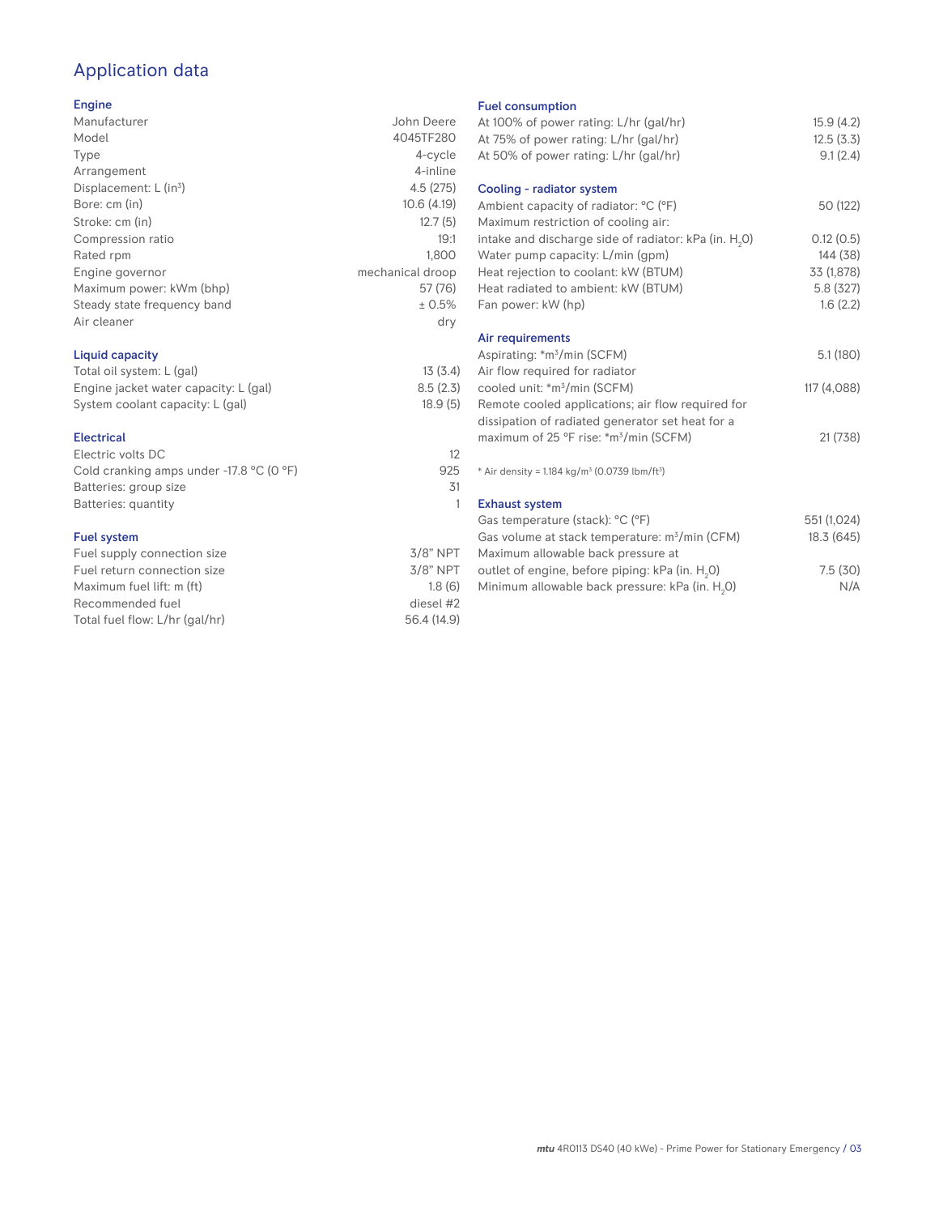# Application data

## Engine

| | |
|---|---|
| Manufacturer | John Deere |
| Model | 4045TF280 |
| Type | 4-cycle |
| Arrangement | 4-inline |
| Displacement: L (in³) | 4.5 (275) |
| Bore: cm (in) | 10.6 (4.19) |
| Stroke: cm (in) | 12.7 (5) |
| Compression ratio | 19:1 |
| Rated rpm | 1,800 |
| Engine governor | mechanical droop |
| Maximum power: kWm (bhp) | 57 (76) |
| Steady state frequency band | ± 0.5% |
| Air cleaner | dry |

## Liquid capacity

| | |
|---|---|
| Total oil system: L (gal) | 13 (3.4) |
| Engine jacket water capacity: L (gal) | 8.5 (2.3) |
| System coolant capacity: L (gal) | 18.9 (5) |

## Electrical

| | |
|---|---|
| Electric volts DC | 12 |
| Cold cranking amps under -17.8 °C (0 °F) | 925 |
| Batteries: group size | 31 |
| Batteries: quantity | 1 |

## Fuel system

| | |
|---|---|
| Fuel supply connection size | 3/8" NPT |
| Fuel return connection size | 3/8" NPT |
| Maximum fuel lift: m (ft) | 1.8 (6) |
| Recommended fuel | diesel #2 |
| Total fuel flow: L/hr (gal/hr) | 56.4 (14.9) |

## Fuel consumption

| | |
|---|---|
| At 100% of power rating: L/hr (gal/hr) | 15.9 (4.2) |
| At 75% of power rating: L/hr (gal/hr) | 12.5 (3.3) |
| At 50% of power rating: L/hr (gal/hr) | 9.1 (2.4) |

## Cooling - radiator system

| | |
|---|---|
| Ambient capacity of radiator: °C (°F) | 50 (122) |
| Maximum restriction of cooling air: intake and discharge side of radiator: kPa (in. $H_2O$) | 0.12 (0.5) |
| Water pump capacity: L/min (gpm) | 144 (38) |
| Heat rejection to coolant: kW (BTUM) | 33 (1,878) |
| Heat radiated to ambient: kW (BTUM) | 5.8 (327) |
| Fan power: kW (hp) | 1.6 (2.2) |

## Air requirements

| | |
|---|---|
| Aspirating: *m³/min (SCFM) | 5.1 (180) |
| Air flow required for radiator cooled unit: *m³/min (SCFM) | 117 (4,088) |
| Remote cooled applications; air flow required for dissipation of radiated generator set heat for a maximum of 25 °F rise: *m³/min (SCFM) | 21 (738) |

* Air density = 1.184 kg/m³ (0.0739 lbm/ft³)

## Exhaust system

| | |
|---|---|
| Gas temperature (stack): °C (°F) | 551 (1,024) |
| Gas volume at stack temperature: m³/min (CFM) | 18.3 (645) |
| Maximum allowable back pressure at outlet of engine, before piping: kPa (in. $H_2O$) | 7.5 (30) |
| Minimum allowable back pressure: kPa (in. $H_2O$) | N/A |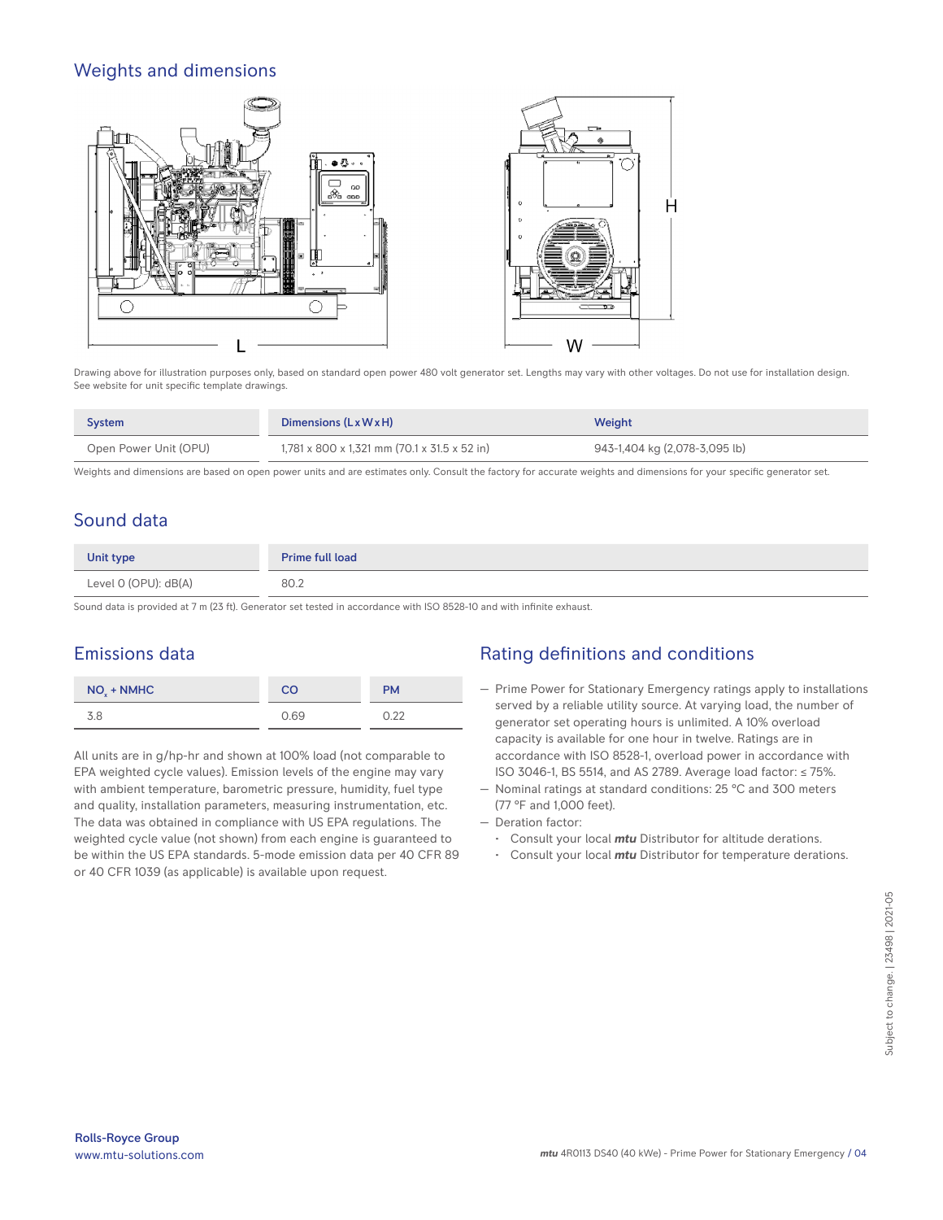## Weights and dimensions

L

W

H

Drawing above for illustration purposes only, based on standard open power 480 volt generator set. Lengths may vary with other voltages. Do not use for installation design. See website for unit specific template drawings.

| System | Dimensions (L x W x H) | Weight |
|---|---|---|
| Open Power Unit (OPU) | 1,781 x 800 x 1,321 mm (70.1 x 31.5 x 52 in) | 943-1,404 kg (2,078-3,095 lb) |

Weights and dimensions are based on open power units and are estimates only. Consult the factory for accurate weights and dimensions for your specific generator set.

## Sound data

| Unit type | Prime full load |
|---|---|
| Level 0 (OPU): dB(A) | 80.2 |

Sound data is provided at 7 m (23 ft). Generator set tested in accordance with ISO 8528-10 and with infinite exhaust.

## Emissions data

| $NO_x$ + NMHC | CO | PM |
|---|---|---|
| 3.8 | 0.69 | 0.22 |

All units are in g/hp-hr and shown at 100% load (not comparable to EPA weighted cycle values). Emission levels of the engine may vary with ambient temperature, barometric pressure, humidity, fuel type and quality, installation parameters, measuring instrumentation, etc. The data was obtained in compliance with US EPA regulations. The weighted cycle value (not shown) from each engine is guaranteed to be within the US EPA standards. 5-mode emission data per 40 CFR 89 or 40 CFR 1039 (as applicable) is available upon request.

## Rating definitions and conditions

- Prime Power for Stationary Emergency ratings apply to installations served by a reliable utility source. At varying load, the number of generator set operating hours is unlimited. A 10% overload capacity is available for one hour in twelve. Ratings are in accordance with ISO 8528-1, overload power in accordance with ISO 3046-1, BS 5514, and AS 2789. Average load factor: ≤ 75%.
- Nominal ratings at standard conditions: 25 °C and 300 meters (77 °F and 1,000 feet).
- Deration factor:
  - Consult your local ***mtu*** Distributor for altitude derations.
  - Consult your local ***mtu*** Distributor for temperature derations.

Subject to change. | 23498 | 2021-05

**Rolls-Royce Group**
www.mtu-solutions.com